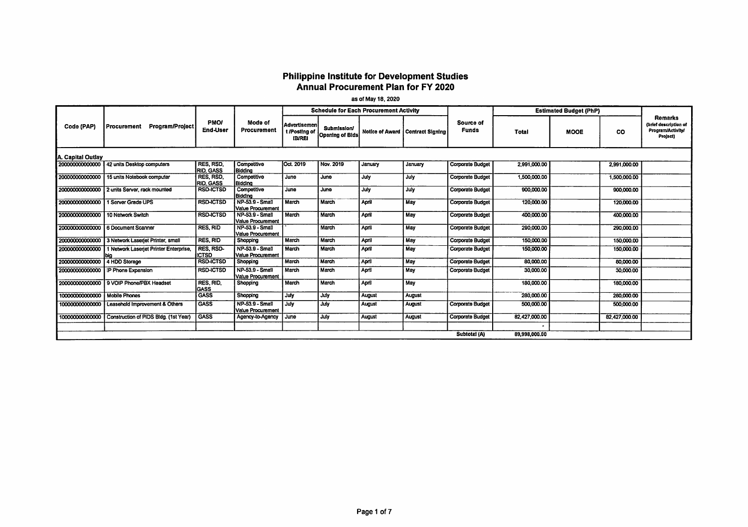# Philippine Institute for Development Studies
## Annual Procurement Plan for FY 2020

as of May 18, 2020

| Code (PAP) | Procurement Program/Project | PMO/ End-User | Mode of Procurement | Schedule for Each Procurement Activity | | | | Source of Funds | Estimated Budget (PhP) | | | Remarks (brief description of Program/Activity/ Project) |
|---|---|---|---|---|---|---|---|---|---|---|---|---|
| | | | | Advertisement/Posting of IB/REI | Submission/ Opening of Bids | Notice of Award | Contract Signing | | Total | MOOE | CO | |
| **A. Capital Outlay** | | | | | | | | | | | | |
| 200000000000000 | 42 units Desktop computers | RES, RSD, RID, GASS | Competitive Bidding | Oct. 2019 | Nov. 2019 | January | January | Corporate Budget | 2,991,000.00 | | 2,991,000.00 | |
| 200000000000000 | 15 units Notebook computer | RES, RSD, RID, GASS | Competitive Bidding | June | June | July | July | Corporate Budget | 1,500,000.00 | | 1,500,000.00 | |
| 200000000000000 | 2 units Server, rack mounted | RSD-ICTSD | Competitive Bidding | June | June | July | July | Corporate Budget | 900,000.00 | | 900,000.00 | |
| 200000000000000 | 1 Server Grade UPS | RSD-ICTSD | NP-53.9 - Small Value Procurement | March | March | April | May | Corporate Budget | 120,000.00 | | 120,000.00 | |
| 200000000000000 | 10 Network Switch | RSD-ICTSD | NP-53.9 - Small Value Procurement | March | March | April | May | Corporate Budget | 400,000.00 | | 400,000.00 | |
| 200000000000000 | 6 Document Scanner | RES, RID | NP-53.9 - Small Value Procurement | ` | March | April | May | Corporate Budget | 290,000.00 | | 290,000.00 | |
| 200000000000000 | 3 Network Laserjet Printer, small | RES, RID | Shopping | March | March | April | May | Corporate Budget | 150,000.00 | | 150,000.00 | |
| 200000000000000 | 1 Network Laserjet Printer Enterprise, big | RES, RSD-ICTSD | NP-53.9 - Small Value Procurement | March | March | April | May | Corporate Budget | 150,000.00 | | 150,000.00 | |
| 200000000000000 | 4 HDD Storage | RSD-ICTSD | Shopping | March | March | April | May | Corporate Budget | 80,000.00 | | 80,000.00 | |
| 200000000000000 | IP Phone Expansion | RSD-ICTSD | NP-53.9 - Small Value Procurement | March | March | April | May | Corporate Budget | 30,000.00 | | 30,000.00 | |
| 200000000000000 | 9 VOIP Phone/PBX Headset | RES, RID, GASS | Shopping | March | March | April | May | | 180,000.00 | | 180,000.00 | |
| 100000000000000 | Mobile Phones | GASS | Shopping | July | July | August | August | | 280,000.00 | | 280,000.00 | |
| 100000000000000 | Leasehold Improvement & Others | GASS | NP-53.9 - Small Value Procurement | July | July | August | August | Corporate Budget | 500,000.00 | | 500,000.00 | |
| 100000000000000 | Construction of PIDS Bldg. (1st Year) | GASS | Agency-to-Agency | June | July | August | August | Corporate Budget | 82,427,000.00 | | 82,427,000.00 | |
| | | | | | | | | | - | | | |
| | | | | | | | | Subtotal (A) | 89,998,000.00 | | | |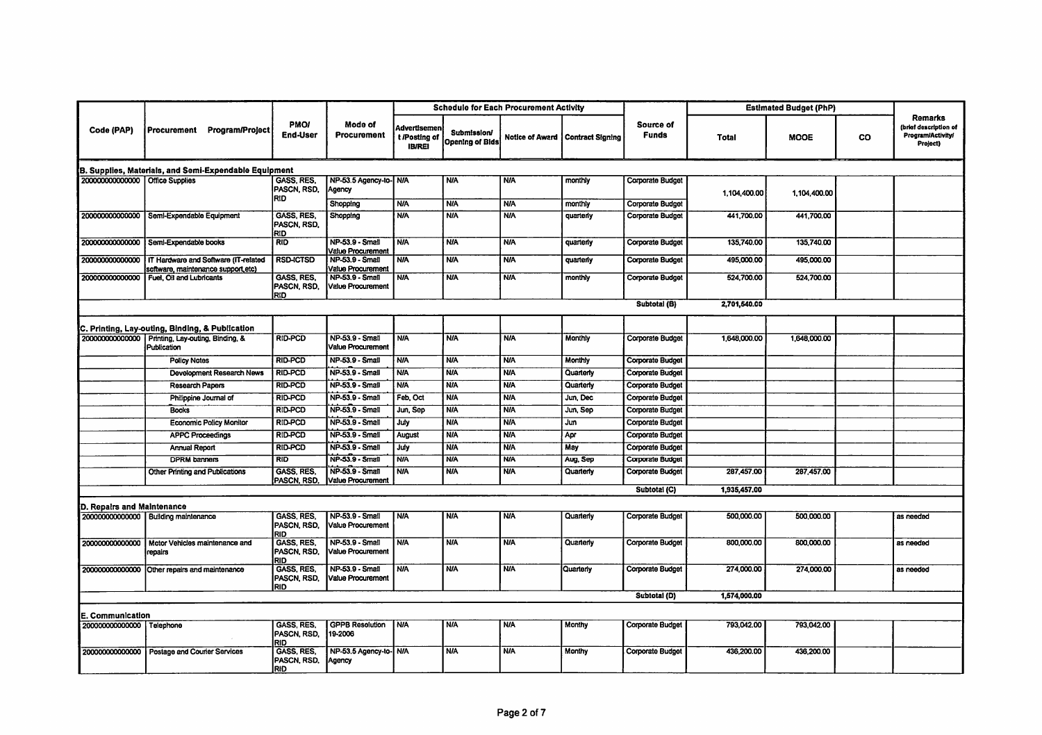| Code (PAP) | Procurement Program/Project | PMO/ End-User | Mode of Procurement | Schedule for Each Procurement Activity | | | | Source of Funds | Estimated Budget (PhP) | | | Remarks (brief description of Program/Activity/ Project) |
|---|---|---|---|---|---|---|---|---|---|---|---|---|
| | | | | Advertisement /Posting of IB/REI | Submission/ Opening of Bids | Notice of Award | Contract Signing | | Total | MOOE | CO | |
| **B. Supplies, Materials, and Semi-Expendable Equipment** | | | | | | | | | | | | |
| 200000000000000 | Office Supplies | GASS, RES, PASCN, RSD, RID | NP-53.5 Agency-to-Agency | N/A | N/A | N/A | monthly | Corporate Budget | 1,104,400.00 | 1,104,400.00 | | |
| | | | Shopping | N/A | N/A | N/A | monthly | Corporate Budget | | | | |
| 200000000000000 | Semi-Expendable Equipment | GASS, RES, PASCN, RSD, RID | Shopping | N/A | N/A | N/A | quarterly | Corporate Budget | 441,700.00 | 441,700.00 | | |
| 200000000000000 | Semi-Expendable books | RID | NP-53.9 - Small Value Procurement | N/A | N/A | N/A | quarterly | Corporate Budget | 135,740.00 | 135,740.00 | | |
| 200000000000000 | IT Hardware and Software (IT-related software, maintenance support,etc) | RSD-ICTSD | NP-53.9 - Small Value Procurement | N/A | N/A | N/A | quarterly | Corporate Budget | 495,000.00 | 495,000.00 | | |
| 200000000000000 | Fuel, Oil and Lubricants | GASS, RES, PASCN, RSD, RID | NP-53.9 - Small Value Procurement | N/A | N/A | N/A | monthly | Corporate Budget | 524,700.00 | 524,700.00 | | |
| | | | | | | | | Subtotal (B) | 2,701,540.00 | | | |
| **C. Printing, Lay-outing, Binding, & Publication** | | | | | | | | | | | | |
| 200000000000000 | Printing, Lay-outing, Binding, & Publication | RID-PCD | NP-53.9 - Small Value Procurement | N/A | N/A | N/A | Monthly | Corporate Budget | 1,648,000.00 | 1,648,000.00 | | |
| | Policy Notes | RID-PCD | NP-53.9 - Small | N/A | N/A | N/A | Monthly | Corporate Budget | | | | |
| | Development Research News | RID-PCD | NP-53.9 - Small | N/A | N/A | N/A | Quarterly | Corporate Budget | | | | |
| | Research Papers | RID-PCD | NP-53.9 - Small | N/A | N/A | N/A | Quarterly | Corporate Budget | | | | |
| | Philippine Journal of | RID-PCD | NP-53.9 - Small | Feb, Oct | N/A | N/A | Jun, Dec | Corporate Budget | | | | |
| | Books | RID-PCD | NP-53.9 - Small | Jun, Sep | N/A | N/A | Jun, Sep | Corporate Budget | | | | |
| | Economic Policy Monitor | RID-PCD | NP-53.9 - Small | July | N/A | N/A | Jun | Corporate Budget | | | | |
| | APPC Proceedings | RID-PCD | NP-53.9 - Small | August | N/A | N/A | Apr | Corporate Budget | | | | |
| | Annual Report | RID-PCD | NP-53.9 - Small | July | N/A | N/A | May | Corporate Budget | | | | |
| | DPRM banners | RID | NP-53.9 - Small | N/A | N/A | N/A | Aug, Sep | Corporate Budget | | | | |
| | Other Printing and Publications | GASS, RES, PASCN, RSD, | NP-53.9 - Small Value Procurement | N/A | N/A | N/A | Quarterly | Corporate Budget | 287,457.00 | 287,457.00 | | |
| | | | | | | | | Subtotal (C) | 1,935,457.00 | | | |
| **D. Repairs and Maintenance** | | | | | | | | | | | | |
| 200000000000000 | Building maintenance | GASS, RES, PASCN, RSD, RID | NP-53.9 - Small Value Procurement | N/A | N/A | N/A | Quarterly | Corporate Budget | 500,000.00 | 500,000.00 | | as needed |
| 200000000000000 | Motor Vehicles maintenance and repairs | GASS, RES, PASCN, RSD, RID | NP-53.9 - Small Value Procurement | N/A | N/A | N/A | Quarterly | Corporate Budget | 800,000.00 | 800,000.00 | | as needed |
| 200000000000000 | Other repairs and maintenance | GASS, RES, PASCN, RSD, RID | NP-53.9 - Small Value Procurement | N/A | N/A | N/A | Quarterly | Corporate Budget | 274,000.00 | 274,000.00 | | as needed |
| | | | | | | | | Subtotal (D) | 1,574,000.00 | | | |
| **E. Communication** | | | | | | | | | | | | |
| 200000000000000 | Telephone | GASS, RES, PASCN, RSD, RID | GPPB Resolution 19-2006 | N/A | N/A | N/A | Monthy | Corporate Budget | 793,042.00 | 793,042.00 | | |
| 200000000000000 | Postage and Courier Services | GASS, RES, PASCN, RSD, RID | NP-53.5 Agency-to-Agency | N/A | N/A | N/A | Monthy | Corporate Budget | 436,200.00 | 436,200.00 | | |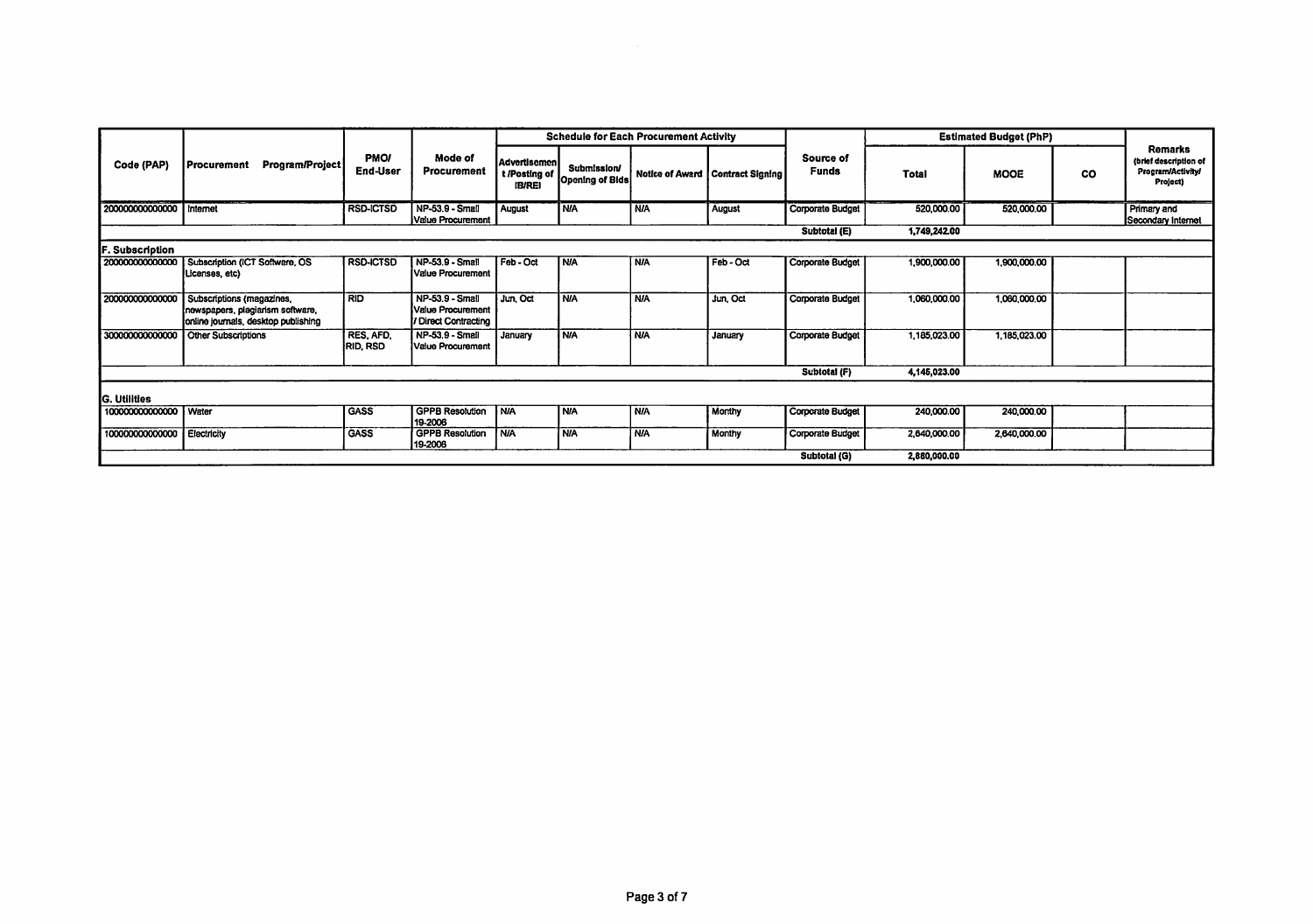| Code (PAP) | Procurement Program/Project | PMO/ End-User | Mode of Procurement | Schedule for Each Procurement Activity | | | | Source of Funds | Estimated Budget (PhP) | | | Remarks (brief description of Program/Activity/ Project) |
|---|---|---|---|---|---|---|---|---|---|---|---|---|
| | | | | Advertisement /Posting of IB/REI | Submission/ Opening of Bids | Notice of Award | Contract Signing | | Total | MOOE | CO | |
| 200000000000000 | Internet | RSD-ICTSD | NP-53.9 - Small Value Procurement | August | N/A | N/A | August | Corporate Budget | 520,000.00 | 520,000.00 | | Primary and Secondary Internet |
| | | | | | | | | Subtotal (E) | 1,749,242.00 | | | |
| **F. Subscription** | | | | | | | | | | | | |
| 200000000000000 | Subscription (ICT Software, OS Licenses, etc) | RSD-ICTSD | NP-53.9 - Small Value Procurement | Feb - Oct | N/A | N/A | Feb - Oct | Corporate Budget | 1,900,000.00 | 1,900,000.00 | | |
| 200000000000000 | Subscriptions (magazines, newspapers, plagiarism software, online journals, desktop publishing | RID | NP-53.9 - Small Value Procurement / Direct Contracting | Jun, Oct | N/A | N/A | Jun, Oct | Corporate Budget | 1,060,000.00 | 1,060,000.00 | | |
| 300000000000000 | Other Subscriptions | RES, AFD, RID, RSD | NP-53.9 - Small Value Procurement | January | N/A | N/A | January | Corporate Budget | 1,185,023.00 | 1,185,023.00 | | |
| | | | | | | | | Subtotal (F) | 4,145,023.00 | | | |
| **G. Utilities** | | | | | | | | | | | | |
| 100000000000000 | Water | GASS | GPPB Resolution 19-2006 | N/A | N/A | N/A | Monthy | Corporate Budget | 240,000.00 | 240,000.00 | | |
| 100000000000000 | Electricity | GASS | GPPB Resolution 19-2006 | N/A | N/A | N/A | Monthy | Corporate Budget | 2,640,000.00 | 2,640,000.00 | | |
| | | | | | | | | Subtotal (G) | 2,880,000.00 | | | |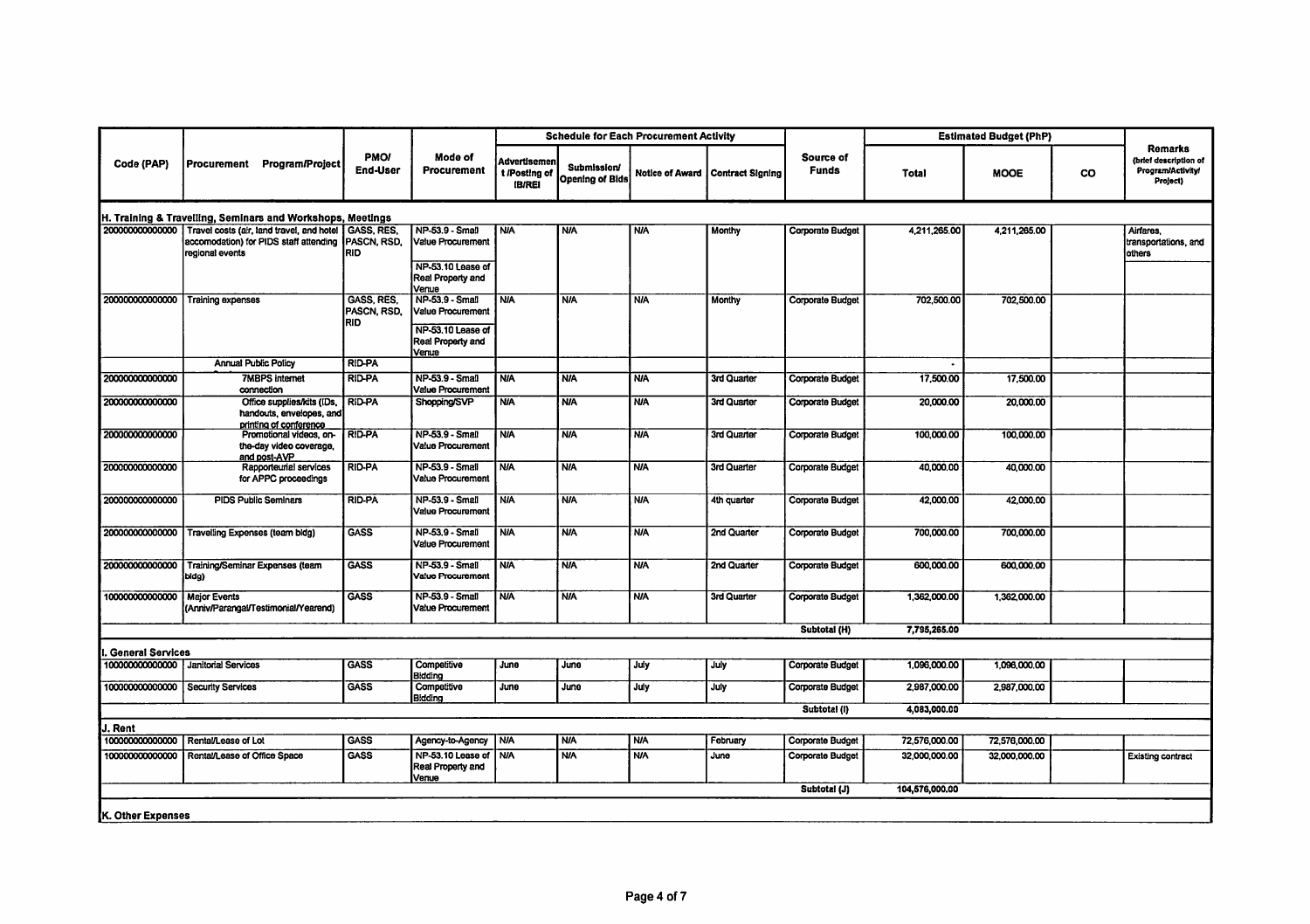| Code (PAP) | Procurement Program/Project | PMO/ End-User | Mode of Procurement | Schedule for Each Procurement Activity | | | | Source of Funds | Estimated Budget (PhP) | | | Remarks (brief description of Program/Activity/ Project) |
|---|---|---|---|---|---|---|---|---|---|---|---|---|
| | | | | Advertisement /Posting of IB/REI | Submission/ Opening of Bids | Notice of Award | Contract Signing | | Total | MOOE | CO | |
| **H. Training & Travelling, Seminars and Workshops, Meetings** | | | | | | | | | | | | |
| 200000000000000 | Travel costs (air, land travel, and hotel accomodation) for PIDS staff attending regional events | GASS, RES, PASCN, RSD, RID | NP-53.9 - Small Value Procurement<br>NP-53.10 Lease of Real Property and Venue | N/A | N/A | N/A | Monthy | Corporate Budget | 4,211,265.00 | 4,211,265.00 | | Airfares, transportations, and others |
| 200000000000000 | Training expenses | GASS, RES, PASCN, RSD, RID | NP-53.9 - Small Value Procurement<br>NP-53.10 Lease of Real Property and Venue | N/A | N/A | N/A | Monthy | Corporate Budget | 702,500.00 | 702,500.00 | | |
| | Annual Public Policy | RID-PA | | | | | | | - | | | |
| 200000000000000 | 7MBPS internet connection | RID-PA | NP-53.9 - Small Value Procurement | N/A | N/A | N/A | 3rd Quarter | Corporate Budget | 17,500.00 | 17,500.00 | | |
| 200000000000000 | Office supplies/kits (IDs, handouts, envelopes, and printing of conference | RID-PA | Shopping/SVP | N/A | N/A | N/A | 3rd Quarter | Corporate Budget | 20,000.00 | 20,000.00 | | |
| 200000000000000 | Promotional videos, on-the-day video coverage, and post-AVP | RID-PA | NP-53.9 - Small Value Procurement | N/A | N/A | N/A | 3rd Quarter | Corporate Budget | 100,000.00 | 100,000.00 | | |
| 200000000000000 | Rapporteurial services for APPC proceedings | RID-PA | NP-53.9 - Small Value Procurement | N/A | N/A | N/A | 3rd Quarter | Corporate Budget | 40,000.00 | 40,000.00 | | |
| 200000000000000 | PIDS Public Seminars | RID-PA | NP-53.9 - Small Value Procurement | N/A | N/A | N/A | 4th quarter | Corporate Budget | 42,000.00 | 42,000.00 | | |
| 200000000000000 | Travelling Expenses (team bldg) | GASS | NP-53.9 - Small Value Procurement | N/A | N/A | N/A | 2nd Quarter | Corporate Budget | 700,000.00 | 700,000.00 | | |
| 200000000000000 | Training/Seminar Expenses (team bldg) | GASS | NP-53.9 - Small Value Procurement | N/A | N/A | N/A | 2nd Quarter | Corporate Budget | 600,000.00 | 600,000.00 | | |
| 100000000000000 | Major Events (Anniv/Parangal/Testimonial/Yearend) | GASS | NP-53.9 - Small Value Procurement | N/A | N/A | N/A | 3rd Quarter | Corporate Budget | 1,362,000.00 | 1,362,000.00 | | |
| | | | | | | | | Subtotal (H) | 7,795,265.00 | | | |
| **I. General Services** | | | | | | | | | | | | |
| 100000000000000 | Janitorial Services | GASS | Competitive Bidding | June | June | July | July | Corporate Budget | 1,096,000.00 | 1,096,000.00 | | |
| 100000000000000 | Security Services | GASS | Competitive Bidding | June | June | July | July | Corporate Budget | 2,987,000.00 | 2,987,000.00 | | |
| | | | | | | | | Subtotal (I) | 4,083,000.00 | | | |
| **J. Rent** | | | | | | | | | | | | |
| 100000000000000 | Rental/Lease of Lot | GASS | Agency-to-Agency | N/A | N/A | N/A | February | Corporate Budget | 72,576,000.00 | 72,576,000.00 | | |
| 100000000000000 | Rental/Lease of Office Space | GASS | NP-53.10 Lease of Real Property and Venue | N/A | N/A | N/A | June | Corporate Budget | 32,000,000.00 | 32,000,000.00 | | Existing contract |
| | | | | | | | | Subtotal (J) | 104,576,000.00 | | | |
| **K. Other Expenses** | | | | | | | | | | | | |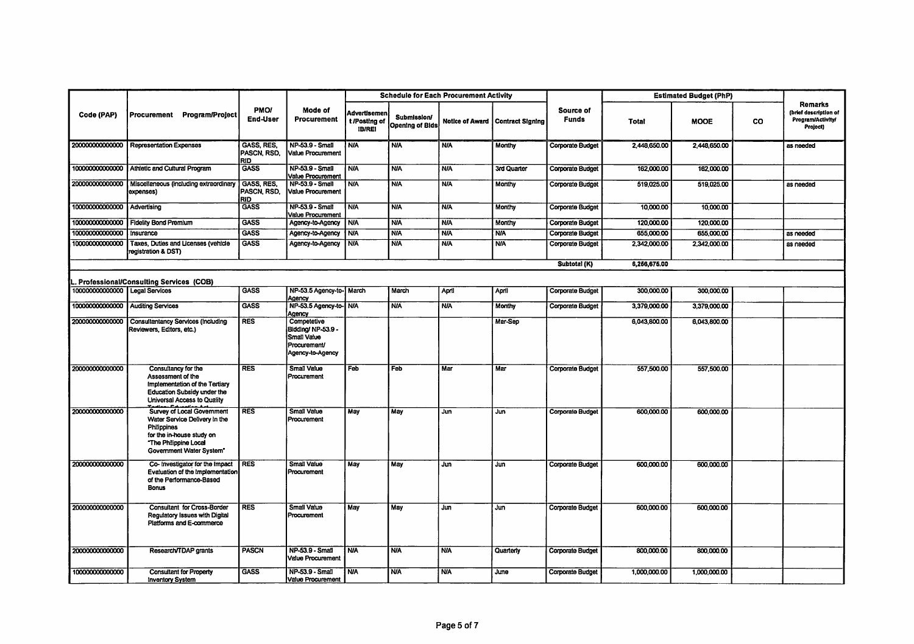| Code (PAP) | Procurement Program/Project | PMO/ End-User | Mode of Procurement | Schedule for Each Procurement Activity | | | | Source of Funds | Estimated Budget (PhP) | | | Remarks (brief description of Program/Activity/ Project) |
|---|---|---|---|---|---|---|---|---|---|---|---|---|
| | | | | Advertisement /Posting of IB/REI | Submission/ Opening of Bids | Notice of Award | Contract Signing | | Total | MOOE | CO | |
| 200000000000000 | Representation Expenses | GASS, RES, PASCN, RSD, RID | NP-53.9 - Small Value Procurement | N/A | N/A | N/A | Monthy | Corporate Budget | 2,448,650.00 | 2,448,650.00 | | as needed |
| 100000000000000 | Athletic and Cultural Program | GASS | NP-53.9 - Small Value Procurement | N/A | N/A | N/A | 3rd Quarter | Corporate Budget | 162,000.00 | 162,000.00 | | |
| 200000000000000 | Miscellaneous (including extraordinary expenses) | GASS, RES, PASCN, RSD, RID | NP-53.9 - Small Value Procurement | N/A | N/A | N/A | Monthy | Corporate Budget | 519,025.00 | 519,025.00 | | as needed |
| 100000000000000 | Advertising | GASS | NP-53.9 - Small Value Procurement | N/A | N/A | N/A | Monthy | Corporate Budget | 10,000.00 | 10,000.00 | | |
| 100000000000000 | Fidelity Bond Premium | GASS | Agency-to-Agency | N/A | N/A | N/A | Monthy | Corporate Budget | 120,000.00 | 120,000.00 | | |
| 100000000000000 | Insurance | GASS | Agency-to-Agency | N/A | N/A | N/A | N/A | Corporate Budget | 655,000.00 | 655,000.00 | | as needed |
| 100000000000000 | Taxes, Duties and Licenses (vehicle registration & DST) | GASS | Agency-to-Agency | N/A | N/A | N/A | N/A | Corporate Budget | 2,342,000.00 | 2,342,000.00 | | as needed |
| | | | | | | | | Subtotal (K) | 6,256,675.00 | | | |
| **L. Professional/Consulting Services (COB)** | | | | | | | | | | | | |
| 100000000000000 | Legal Services | GASS | NP-53.5 Agency-to-Agency | March | March | April | April | Corporate Budget | 300,000.00 | 300,000.00 | | |
| 100000000000000 | Auditing Services | GASS | NP-53.5 Agency-to-Agency | N/A | N/A | N/A | Monthy | Corporate Budget | 3,379,000.00 | 3,379,000.00 | | |
| 200000000000000 | Consultantancy Services (including Reviewers, Editors, etc.) | RES | Competetive Bidding/ NP-53.9 - Small Value Procurement/ Agency-to-Agency | | | | Mar-Sep | | 6,043,800.00 | 6,043,800.00 | | |
| 200000000000000 | Consultancy for the Assessment of the Implementation of the Tertiary Education Subsidy under the Universal Access to Quality Tertiary Education Act | RES | Small Value Procurement | Feb | Feb | Mar | Mar | Corporate Budget | 557,500.00 | 557,500.00 | | |
| 200000000000000 | Survey of Local Government Water Service Delivery in the Philippines for the in-house study on "The Philippine Local Government Water System" | RES | Small Value Procurement | May | May | Jun | Jun | Corporate Budget | 600,000.00 | 600,000.00 | | |
| 200000000000000 | Co- Investigator for the Impact Evaluation of the Implementation of the Performance-Based Bonus | RES | Small Value Procurement | May | May | Jun | Jun | Corporate Budget | 600,000.00 | 600,000.00 | | |
| 200000000000000 | Consultant for Cross-Border Regulatory Issues with Digital Platforms and E-commerce | RES | Small Value Procurement | May | May | Jun | Jun | Corporate Budget | 600,000.00 | 600,000.00 | | |
| 200000000000000 | Research/TDAP grants | PASCN | NP-53.9 - Small Value Procurement | N/A | N/A | N/A | Quarterly | Corporate Budget | 800,000.00 | 800,000.00 | | |
| 100000000000000 | Consultant for Property Inventory System | GASS | NP-53.9 - Small Value Procurement | N/A | N/A | N/A | June | Corporate Budget | 1,000,000.00 | 1,000,000.00 | | |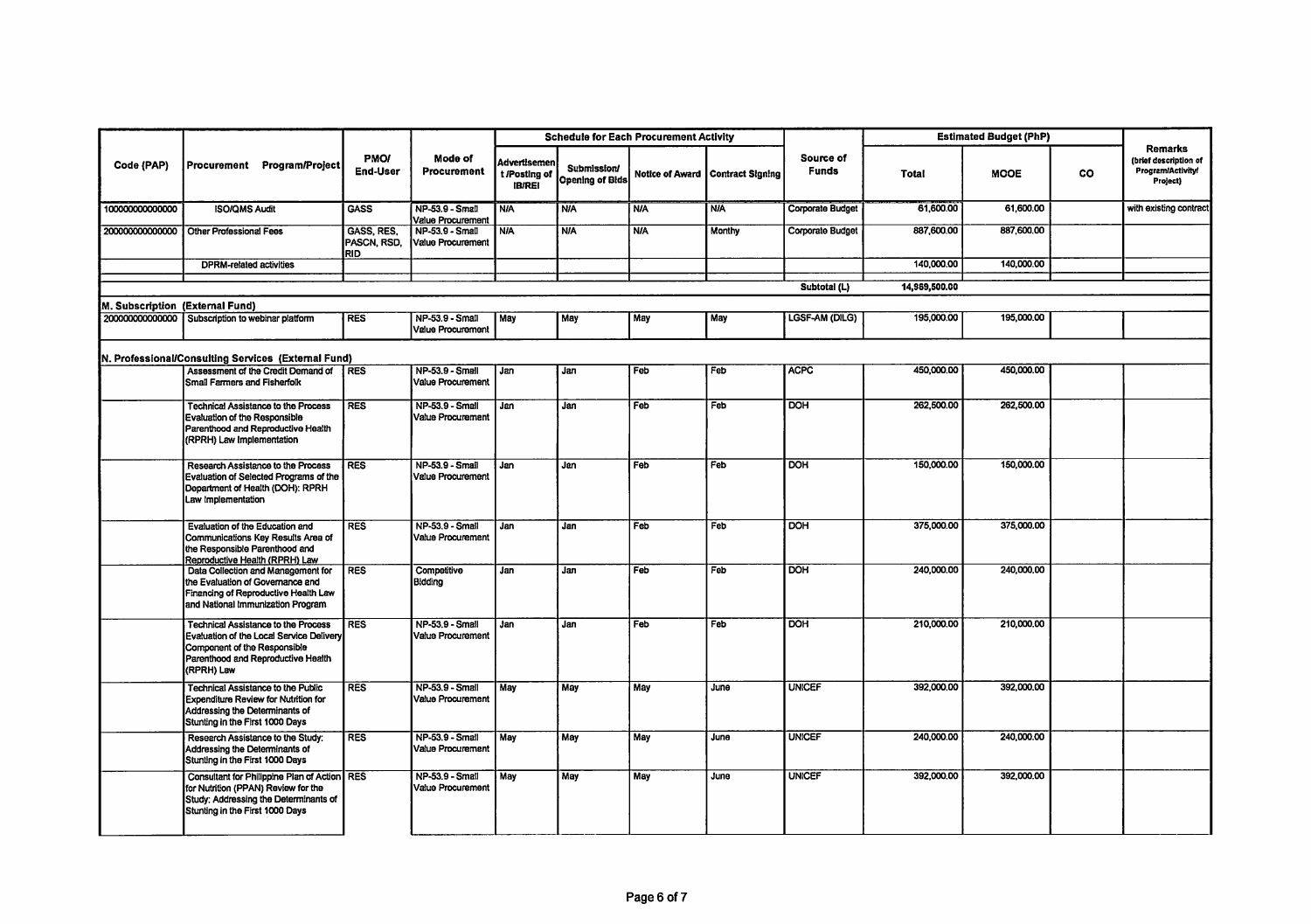| Code (PAP) | Procurement Program/Project | PMO/ End-User | Mode of Procurement | Schedule for Each Procurement Activity | | | | Source of Funds | Estimated Budget (PhP) | | | Remarks (brief description of Program/Activity/ Project) |
|---|---|---|---|---|---|---|---|---|---|---|---|---|
| | | | | Advertisement/Posting of IB/REI | Submission/ Opening of Bids | Notice of Award | Contract Signing | | Total | MOOE | CO | |
| 100000000000000 | ISO/QMS Audit | GASS | NP-53.9 - Small Value Procurement | N/A | N/A | N/A | N/A | Corporate Budget | 61,600.00 | 61,600.00 | | with existing contract |
| 200000000000000 | Other Professional Fees | GASS, RES, PASCN, RSD, RID | NP-53.9 - Small Value Procurement | N/A | N/A | N/A | Monthy | Corporate Budget | 887,600.00 | 887,600.00 | | |
| | DPRM-related activities | | | | | | | | 140,000.00 | 140,000.00 | | |
| | | | | | | | | Subtotal (L) | 14,989,500.00 | | | |
| **M. Subscription (External Fund)** | | | | | | | | | | | | |
| 200000000000000 | Subscription to webinar platform | RES | NP-53.9 - Small Value Procurement | May | May | May | May | LGSF-AM (DILG) | 195,000.00 | 195,000.00 | | |
| **N. Professional/Consulting Services (External Fund)** | | | | | | | | | | | | |
| | Assessment of the Credit Demand of Small Farmers and Fisherfolk | RES | NP-53.9 - Small Value Procurement | Jan | Jan | Feb | Feb | ACPC | 450,000.00 | 450,000.00 | | |
| | Technical Assistance to the Process Evaluation of the Responsible Parenthood and Reproductive Health (RPRH) Law Implementation | RES | NP-53.9 - Small Value Procurement | Jan | Jan | Feb | Feb | DOH | 262,500.00 | 262,500.00 | | |
| | Research Assistance to the Process Evaluation of Selected Programs of the Department of Health (DOH): RPRH Law Implementation | RES | NP-53.9 - Small Value Procurement | Jan | Jan | Feb | Feb | DOH | 150,000.00 | 150,000.00 | | |
| | Evaluation of the Education and Communications Key Results Area of the Responsible Parenthood and Reproductive Health (RPRH) Law | RES | NP-53.9 - Small Value Procurement | Jan | Jan | Feb | Feb | DOH | 375,000.00 | 375,000.00 | | |
| | Data Collection and Management for the Evaluation of Governance and Financing of Reproductive Health Law and National Immunization Program | RES | Competitive Bidding | Jan | Jan | Feb | Feb | DOH | 240,000.00 | 240,000.00 | | |
| | Technical Assistance to the Process Evaluation of the Local Service Delivery Component of the Responsible Parenthood and Reproductive Health (RPRH) Law | RES | NP-53.9 - Small Value Procurement | Jan | Jan | Feb | Feb | DOH | 210,000.00 | 210,000.00 | | |
| | Technical Assistance to the Public Expenditure Review for Nutrition for Addressing the Determinants of Stunting in the First 1000 Days | RES | NP-53.9 - Small Value Procurement | May | May | May | June | UNICEF | 392,000.00 | 392,000.00 | | |
| | Research Assistance to the Study: Addressing the Determinants of Stunting in the First 1000 Days | RES | NP-53.9 - Small Value Procurement | May | May | May | June | UNICEF | 240,000.00 | 240,000.00 | | |
| | Consultant for Philippine Plan of Action for Nutrition (PPAN) Review for the Study: Addressing the Determinants of Stunting in the First 1000 Days | RES | NP-53.9 - Small Value Procurement | May | May | May | June | UNICEF | 392,000.00 | 392,000.00 | | |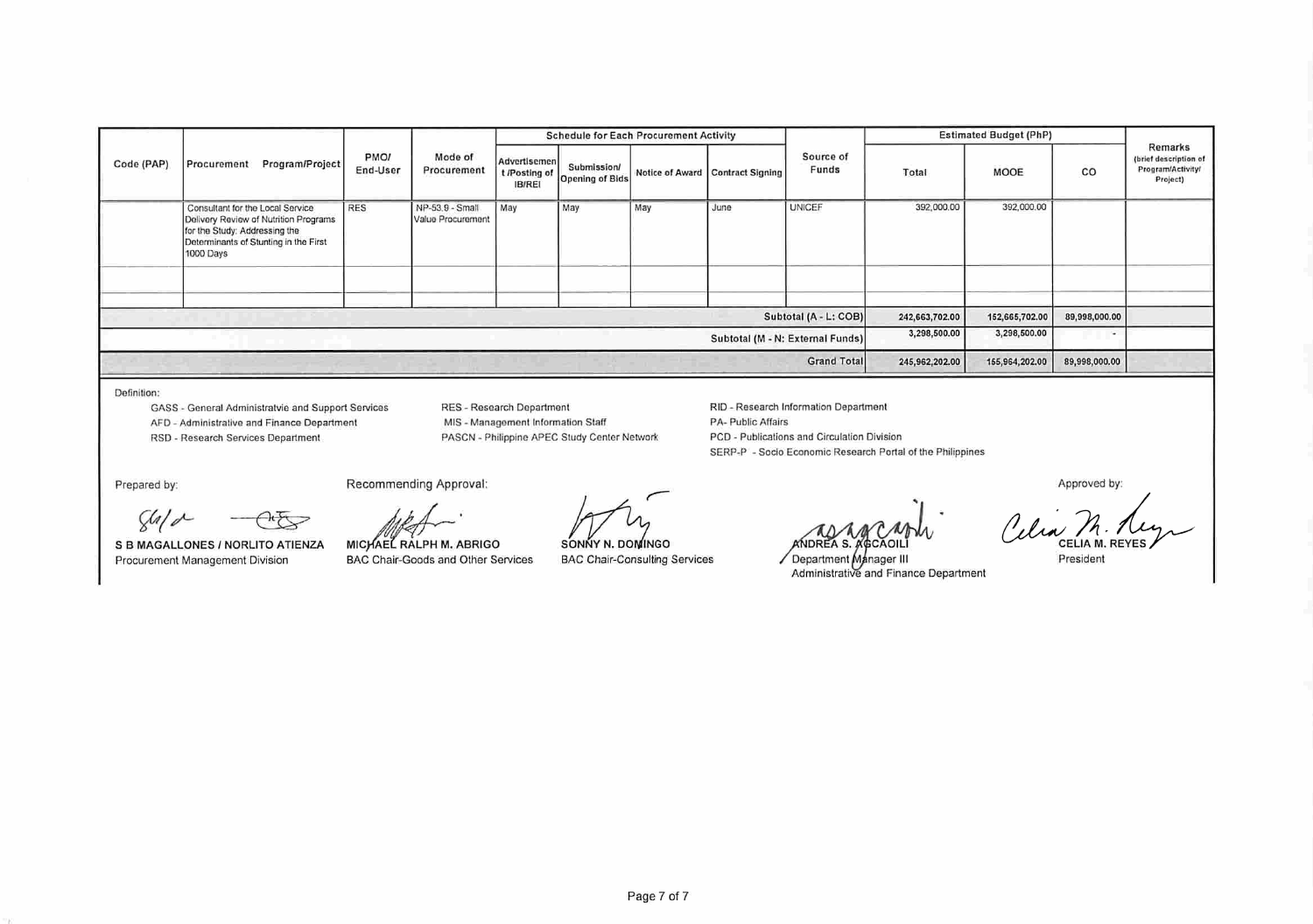| Code (PAP) | Procurement Program/Project | PMO/ End-User | Mode of Procurement | Schedule for Each Procurement Activity | | | | Source of Funds | Estimated Budget (PhP) | | | Remarks (brief description of Program/Activity/ Project) |
|---|---|---|---|---|---|---|---|---|---|---|---|---|
| | | | | Advertisement /Posting of IB/REI | Submission/ Opening of Bids | Notice of Award | Contract Signing | | Total | MOOE | CO | |
| | Consultant for the Local Service Delivery Review of Nutrition Programs for the Study: Addressing the Determinants of Stunting in the First 1000 Days | RES | NP-53.9 - Small Value Procurement | May | May | May | June | UNICEF | 392,000.00 | 392,000.00 | | |
| | | | | | | | | | | | | |
| | | | | | | | | | | | | |
| | | | | | | | | Subtotal (A - L: COB) | 242,663,702.00 | 152,665,702.00 | 89,998,000.00 | |
| | | | | | | | | Subtotal (M - N: External Funds) | 3,298,500.00 | 3,298,500.00 | - | |
| | | | | | | | | Grand Total | 245,962,202.00 | 155,964,202.00 | 89,998,000.00 | |

Definition:

GASS - General Administratvie and Support Services
AFD - Administrative and Finance Department
RSD - Research Services Department
RES - Research Department
MIS - Management Information Staff
PASCN - Philippine APEC Study Center Network
RID - Research Information Department
PA- Public Affairs
PCD - Publications and Circulation Division
SERP-P - Socio Economic Research Portal of the Philippines

Prepared by:

**S B MAGALLONES / NORLITO ATIENZA**
Procurement Management Division

Recommending Approval:

**MICHAEL RALPH M. ABRIGO**
BAC Chair-Goods and Other Services

**SONNY N. DOMINGO**
BAC Chair-Consulting Services

**ANDREA S. AGCAOILI**
Department Manager III
Administrative and Finance Department

Approved by:

**CELIA M. REYES**
President